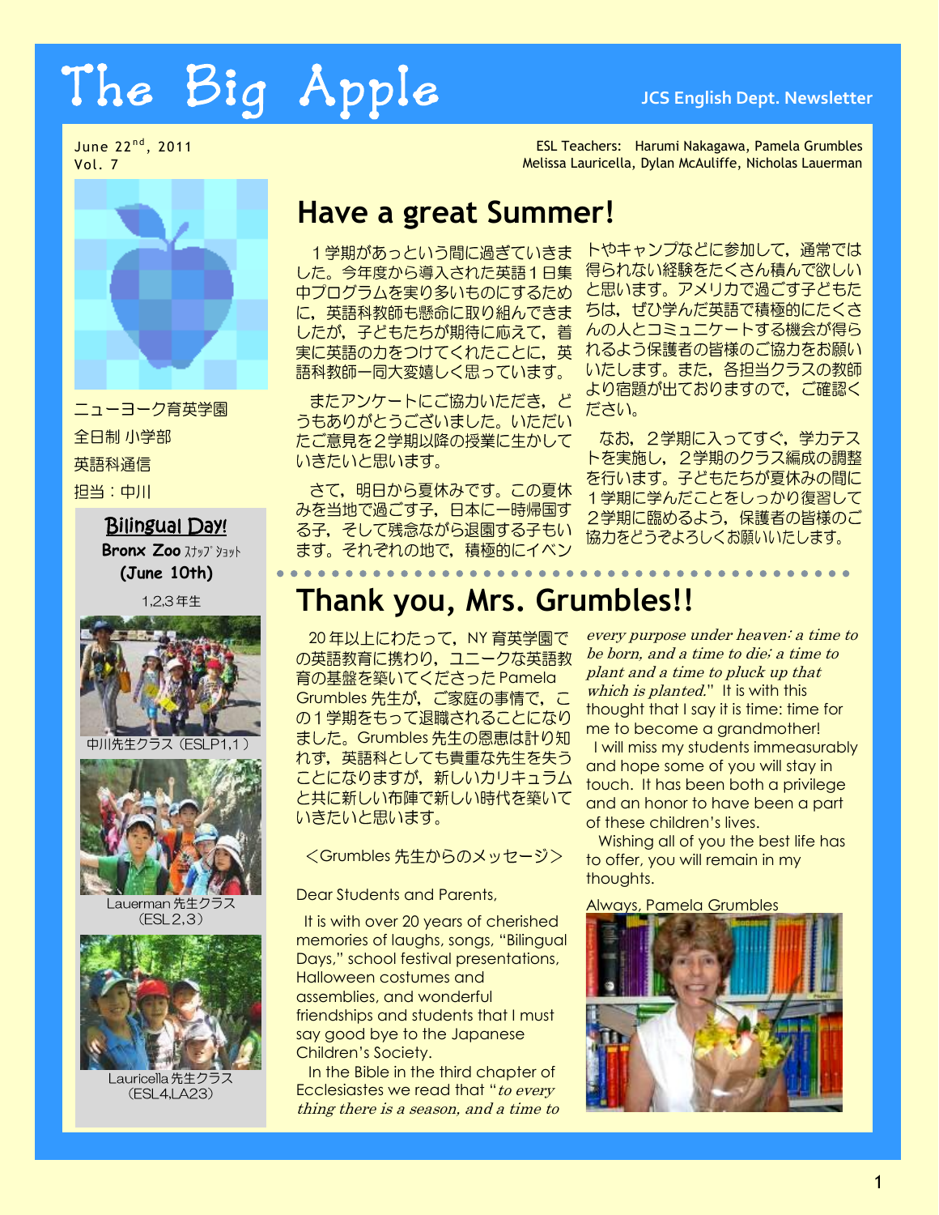# The Big Apple

JCS English Dept. Newsletter

June 22nd, 2011
Vol. 7

ESL Teachers: Harumi Nakagawa, Pamela Grumbles
Melissa Lauricella, Dylan McAuliffe, Nicholas Lauerman

ニューヨーク育英学園
全日制 小学部
英語科通信
担当：中川

**Bilingual Day!**
**Bronx Zoo** ｽﾅｯﾌﾟｼｮｯﾄ
**(June 10th)**
1,2,3 年生

中川先生クラス（ESLP1,1）

Lauerman 先生クラス（ESL2,3）

Lauricella 先生クラス（ESL4,LA23）

## Have a great Summer!

１学期があっという間に過ぎていきました。今年度から導入された英語１日集中プログラムを実り多いものにするために，英語科教師も懸命に取り組んできましたが，子どもたちが期待に応えて，着実に英語の力をつけてくれたことに，英語科教師一同大変嬉しく思っています。

またアンケートにご協力いただき，どうもありがとうございました。いただいたご意見を２学期以降の授業に生かしていきたいと思います。

さて，明日から夏休みです。この夏休みを当地で過ごす子，日本に一時帰国する子，そして残念ながら退園する子もいます。それぞれの地で，積極的にイベントやキャンプなどに参加して，通常では得られない経験をたくさん積んで欲しいと思います。アメリカで過ごす子どもたちは，ぜひ学んだ英語で積極的にたくさんの人とコミュニケートする機会が得られるよう保護者の皆様のご協力をお願いいたします。また，各担当クラスの教師より宿題が出ておりますので，ご確認ください。

なお，２学期に入ってすぐ，学力テストを実施し，２学期のクラス編成の調整を行います。子どもたちが夏休みの間に１学期に学んだことをしっかり復習して２学期に臨めるよう，保護者の皆様のご協力をどうぞよろしくお願いいたします。

## Thank you, Mrs. Grumbles!!

20 年以上にわたって，NY 育英学園での英語教育に携わり，ユニークな英語教育の基盤を築いてくださった Pamela Grumbles 先生が，ご家庭の事情で，この１学期をもって退職されることになりました。Grumbles 先生の恩恵は計り知れず，英語科としても貴重な先生を失うことになりますが，新しいカリキュラムと共に新しい布陣で新しい時代を築いていきたいと思います。

＜Grumbles 先生からのメッセージ＞

Dear Students and Parents,

It is with over 20 years of cherished memories of laughs, songs, "Bilingual Days," school festival presentations, Halloween costumes and assemblies, and wonderful friendships and students that I must say good bye to the Japanese Children's Society.

In the Bible in the third chapter of Ecclesiastes we read that "*to every thing there is a season, and a time to every purpose under heaven: a time to be born, and a time to die; a time to plant and a time to pluck up that which is planted.*" It is with this thought that I say it is time: time for me to become a grandmother!

I will miss my students immeasurably and hope some of you will stay in touch. It has been both a privilege and an honor to have been a part of these children's lives.

Wishing all of you the best life has to offer, you will remain in my thoughts.

Always, Pamela Grumbles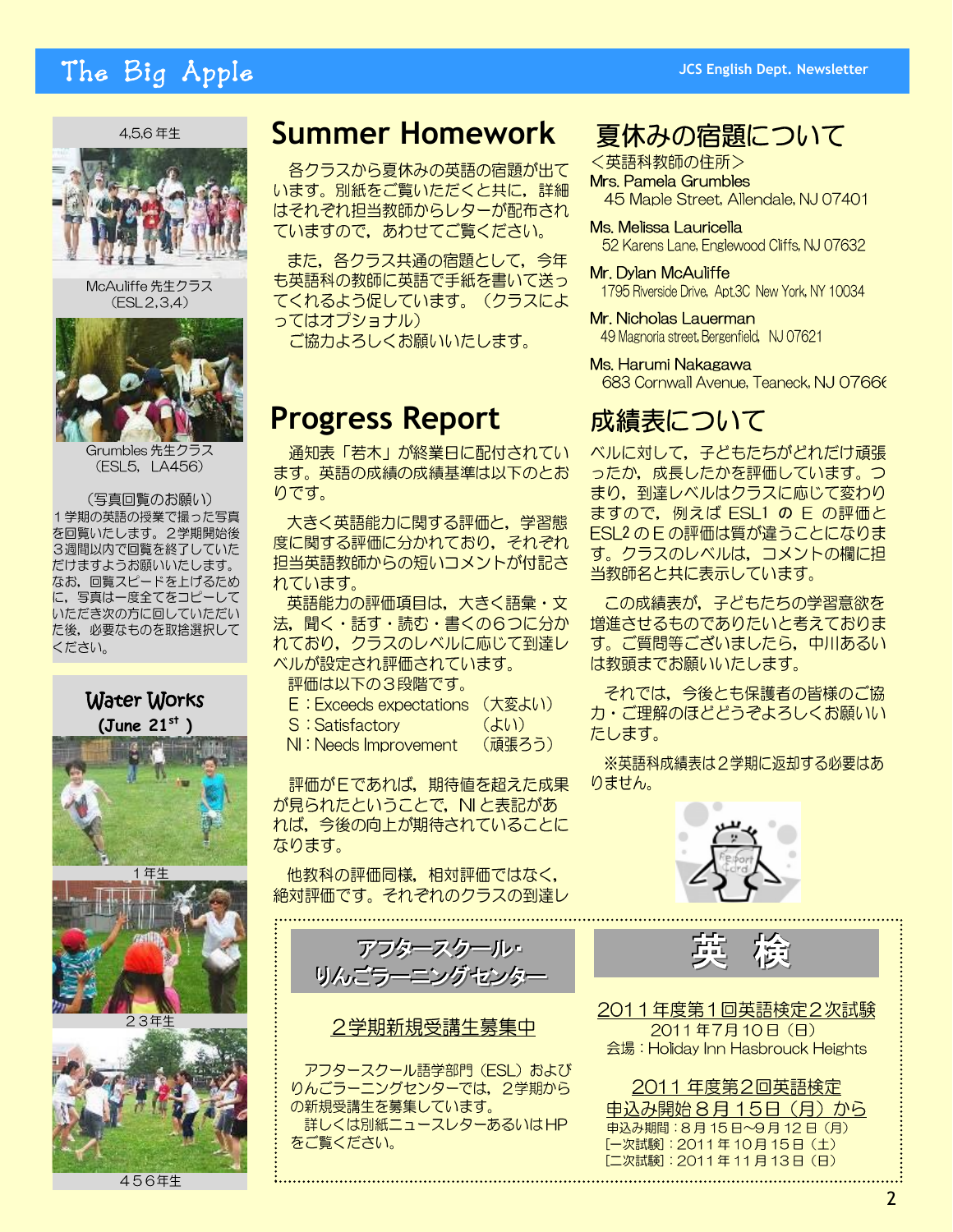# Summer Homework

各クラスから夏休みの英語の宿題が出ています。別紙をご覧いただくと共に，詳細はそれぞれ担当教師からレターが配布されていますので，あわせてご覧ください。

また，各クラス共通の宿題として，今年も英語科の教師に英語で手紙を書いて送ってくれるよう促しています。（クラスによってはオプショナル）

ご協力よろしくお願いいたします。

## 夏休みの宿題について

＜英語科教師の住所＞

Mrs. Pamela Grumbles
45 Maple Street, Allendale, NJ 07401

Ms. Melissa Lauricella
52 Karens Lane, Englewood Cliffs, NJ 07632

Mr. Dylan McAuliffe
1795 Riverside Drive, Apt.3C New York, NY 10034

Mr. Nicholas Lauerman
49 Magnoria street, Bergenfield, NJ 07621

Ms. Harumi Nakagawa
683 Cornwall Avenue, Teaneck, NJ 0766

# Progress Report

通知表「若木」が終業日に配付されています。英語の成績の成績基準は以下のとおりです。

大きく英語能力に関する評価と，学習態度に関する評価に分かれており，それぞれ担当英語教師からの短いコメントが付記されています。

英語能力の評価項目は，大きく語彙・文法，聞く・話す・読む・書くの６つに分かれており，クラスのレベルに応じて到達レベルが設定され評価されています。

評価は以下の３段階です。

- E：Exceeds expectations （大変よい）
- S：Satisfactory （よい）
- NI：Needs Improvement （頑張ろう）

評価がEであれば，期待値を超えた成果が見られたということで，NIと表記があれば，今後の向上が期待されていることになります。

他教科の評価同様，相対評価ではなく，絶対評価です。それぞれのクラスの到達レベルに対して，子どもたちがどれだけ頑張ったか，成長したかを評価しています。つまり，到達レベルはクラスに応じて変わりますので，例えばESL1のEの評価とESL2のEの評価は質が違うことになります。クラスのレベルは，コメントの欄に担当教師名と共に表示しています。

## 成績表について

この成績表が，子どもたちの学習意欲を増進させるものでありたいと考えております。ご質問等ございましたら，中川あるいは教頭までお願いいたします。

それでは，今後とも保護者の皆様のご協力・ご理解のほどどうぞよろしくお願いいたします。

※英語科成績表は２学期に返却する必要はありません。

4,5,6年生

McAuliffe先生クラス（ESL2,3,4）

Grumbles先生クラス（ESL5, LA456）

（写真回覧のお願い）

１学期の英語の授業で撮った写真を回覧いたします。２学期開始後３週間以内で回覧を終了していただけますようお願いいたします。なお，回覧スピードを上げるために，写真は一度全てをコピーしていただき次の方に回していただいた後，必要なものを取捨選択してください。

**Water Works (June 21st)**

１年生

２３年生

４５６年生

## アフタースクール・りんごラーニングセンター

<u>２学期新規受講生募集中</u>

アフタースクール語学部門（ESL）およびりんごラーニングセンターでは，２学期からの新規受講生を募集しています。

詳しくは別紙ニュースレターあるいはHPをご覧ください。

## 英　検

<u>２０１１年度第１回英語検定２次試験</u>

２０１１年７月１０日（日）

会場：Holiday Inn Hasbrouck Heights

<u>２０１１年度第２回英語検定</u>

<u>申込み開始８月１５日（月）から</u>

申込み期間：８月１５日～９月１２日（月）

[一次試験]：２０１１年１０月１５日（土）

[二次試験]：２０１１年１１月１３日（日）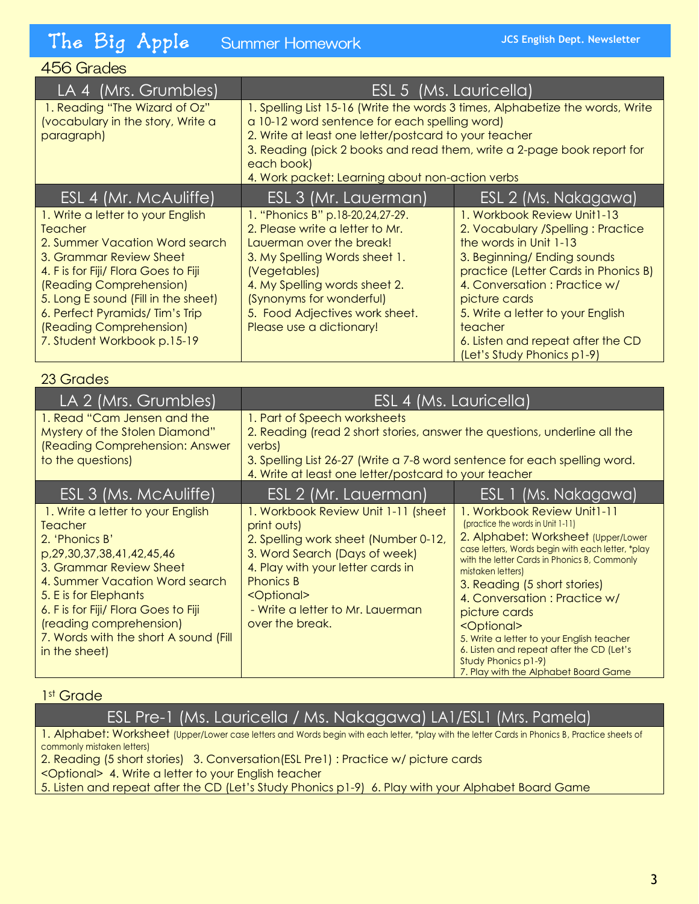# The Big Apple Summer Homework

JCS English Dept. Newsletter

## 456 Grades

| LA 4 (Mrs. Grumbles) | ESL 5 (Ms. Lauricella) | |
|---|---|---|
| 1. Reading "The Wizard of Oz" (vocabulary in the story, Write a paragraph) | 1. Spelling List 15-16 (Write the words 3 times, Alphabetize the words, Write a 10-12 word sentence for each spelling word)<br>2. Write at least one letter/postcard to your teacher<br>3. Reading (pick 2 books and read them, write a 2-page book report for each book)<br>4. Work packet: Learning about non-action verbs | |
| **ESL 4 (Mr. McAuliffe)** | **ESL 3 (Mr. Lauerman)** | **ESL 2 (Ms. Nakagawa)** |
| 1. Write a letter to your English Teacher<br>2. Summer Vacation Word search<br>3. Grammar Review Sheet<br>4. F is for Fiji/ Flora Goes to Fiji (Reading Comprehension)<br>5. Long E sound (Fill in the sheet)<br>6. Perfect Pyramids/ Tim's Trip (Reading Comprehension)<br>7. Student Workbook p.15-19 | 1. "Phonics B" p.18-20,24,27-29.<br>2. Please write a letter to Mr. Lauerman over the break!<br>3. My Spelling Words sheet 1. (Vegetables)<br>4. My Spelling words sheet 2. (Synonyms for wonderful)<br>5. Food Adjectives work sheet. Please use a dictionary! | 1. Workbook Review Unit1-13<br>2. Vocabulary /Spelling : Practice the words in Unit 1-13<br>3. Beginning/ Ending sounds practice (Letter Cards in Phonics B)<br>4. Conversation : Practice w/ picture cards<br>5. Write a letter to your English teacher<br>6. Listen and repeat after the CD (Let's Study Phonics p1-9) |

## 23 Grades

| LA 2 (Mrs. Grumbles) | ESL 4 (Ms. Lauricella) | |
|---|---|---|
| 1. Read "Cam Jensen and the Mystery of the Stolen Diamond" (Reading Comprehension: Answer to the questions) | 1. Part of Speech worksheets<br>2. Reading (read 2 short stories, answer the questions, underline all the verbs)<br>3. Spelling List 26-27 (Write a 7-8 word sentence for each spelling word.<br>4. Write at least one letter/postcard to your teacher | |
| **ESL 3 (Ms. McAuliffe)** | **ESL 2 (Mr. Lauerman)** | **ESL 1 (Ms. Nakagawa)** |
| 1. Write a letter to your English Teacher<br>2. 'Phonics B' p,29,30,37,38,41,42,45,46<br>3. Grammar Review Sheet<br>4. Summer Vacation Word search<br>5. E is for Elephants<br>6. F is for Fiji/ Flora Goes to Fiji (reading comprehension)<br>7. Words with the short A sound (Fill in the sheet) | 1. Workbook Review Unit 1-11 (sheet print outs)<br>2. Spelling work sheet (Number 0-12,<br>3. Word Search (Days of week)<br>4. Play with your letter cards in Phonics B<br>&lt;Optional&gt;<br>- Write a letter to Mr. Lauerman over the break. | 1. Workbook Review Unit1-11 (practice the words in Unit 1-11)<br>2. Alphabet: Worksheet (Upper/Lower case letters, Words begin with each letter, *play with the letter Cards in Phonics B, Commonly mistaken letters)<br>3. Reading (5 short stories)<br>4. Conversation : Practice w/ picture cards<br>&lt;Optional&gt;<br>5. Write a letter to your English teacher<br>6. Listen and repeat after the CD (Let's Study Phonics p1-9)<br>7. Play with the Alphabet Board Game |

## 1st Grade

### ESL Pre-1 (Ms. Lauricella / Ms. Nakagawa) LA1/ESL1 (Mrs. Pamela)

1. Alphabet: Worksheet (Upper/Lower case letters and Words begin with each letter, *play with the letter Cards in Phonics B, Practice sheets of commonly mistaken letters)
2. Reading (5 short stories) 3. Conversation(ESL Pre1) : Practice w/ picture cards

<Optional> 4. Write a letter to your English teacher

5. Listen and repeat after the CD (Let's Study Phonics p1-9) 6. Play with your Alphabet Board Game